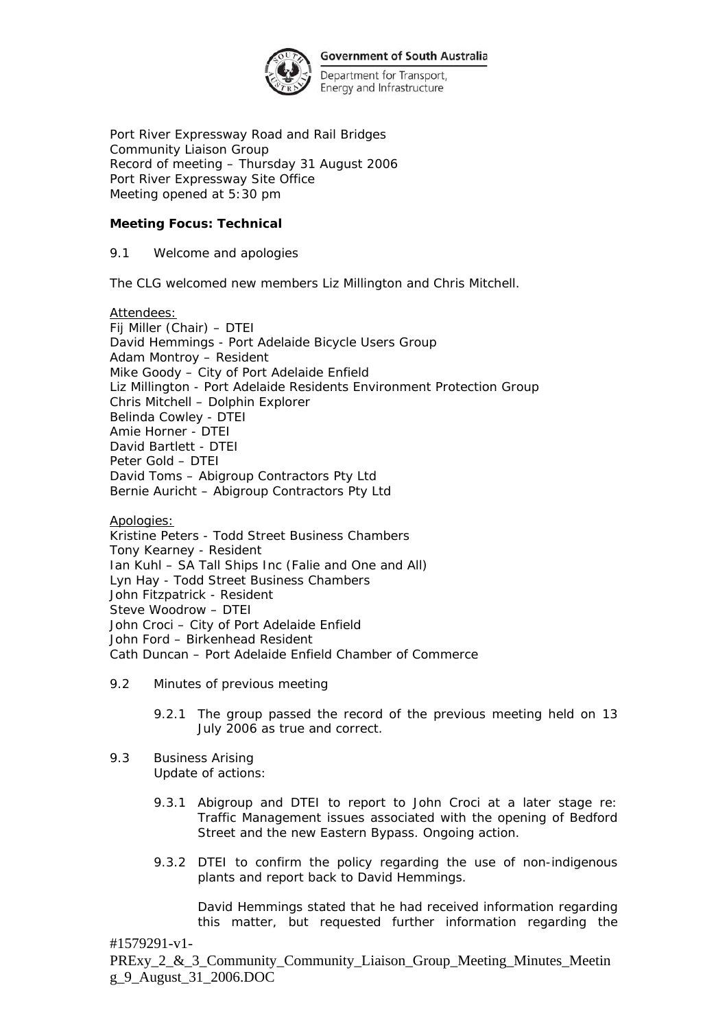Government of South Australia
Department for Transport, Energy and Infrastructure

Port River Expressway Road and Rail Bridges
Community Liaison Group
Record of meeting – Thursday 31 August 2006
Port River Expressway Site Office
Meeting opened at 5:30 pm

**Meeting Focus: Technical**

9.1 Welcome and apologies

The CLG welcomed new members Liz Millington and Chris Mitchell.

Attendees:
Fij Miller (Chair) – DTEI
David Hemmings - Port Adelaide Bicycle Users Group
Adam Montroy – Resident
Mike Goody – City of Port Adelaide Enfield
Liz Millington - Port Adelaide Residents Environment Protection Group
Chris Mitchell – Dolphin Explorer
Belinda Cowley - DTEI
Amie Horner - DTEI
David Bartlett - DTEI
Peter Gold – DTEI
David Toms – Abigroup Contractors Pty Ltd
Bernie Auricht – Abigroup Contractors Pty Ltd

Apologies:
Kristine Peters - Todd Street Business Chambers
Tony Kearney - Resident
Ian Kuhl – SA Tall Ships Inc (Falie and One and All)
Lyn Hay - Todd Street Business Chambers
John Fitzpatrick - Resident
Steve Woodrow – DTEI
John Croci – City of Port Adelaide Enfield
John Ford – Birkenhead Resident
Cath Duncan – Port Adelaide Enfield Chamber of Commerce

9.2 Minutes of previous meeting

9.2.1 The group passed the record of the previous meeting held on 13 July 2006 as true and correct.

9.3 Business Arising
Update of actions:

9.3.1 Abigroup and DTEI to report to John Croci at a later stage re: Traffic Management issues associated with the opening of Bedford Street and the new Eastern Bypass. Ongoing action.

9.3.2 DTEI to confirm the policy regarding the use of non-indigenous plants and report back to David Hemmings.

David Hemmings stated that he had received information regarding this matter, but requested further information regarding the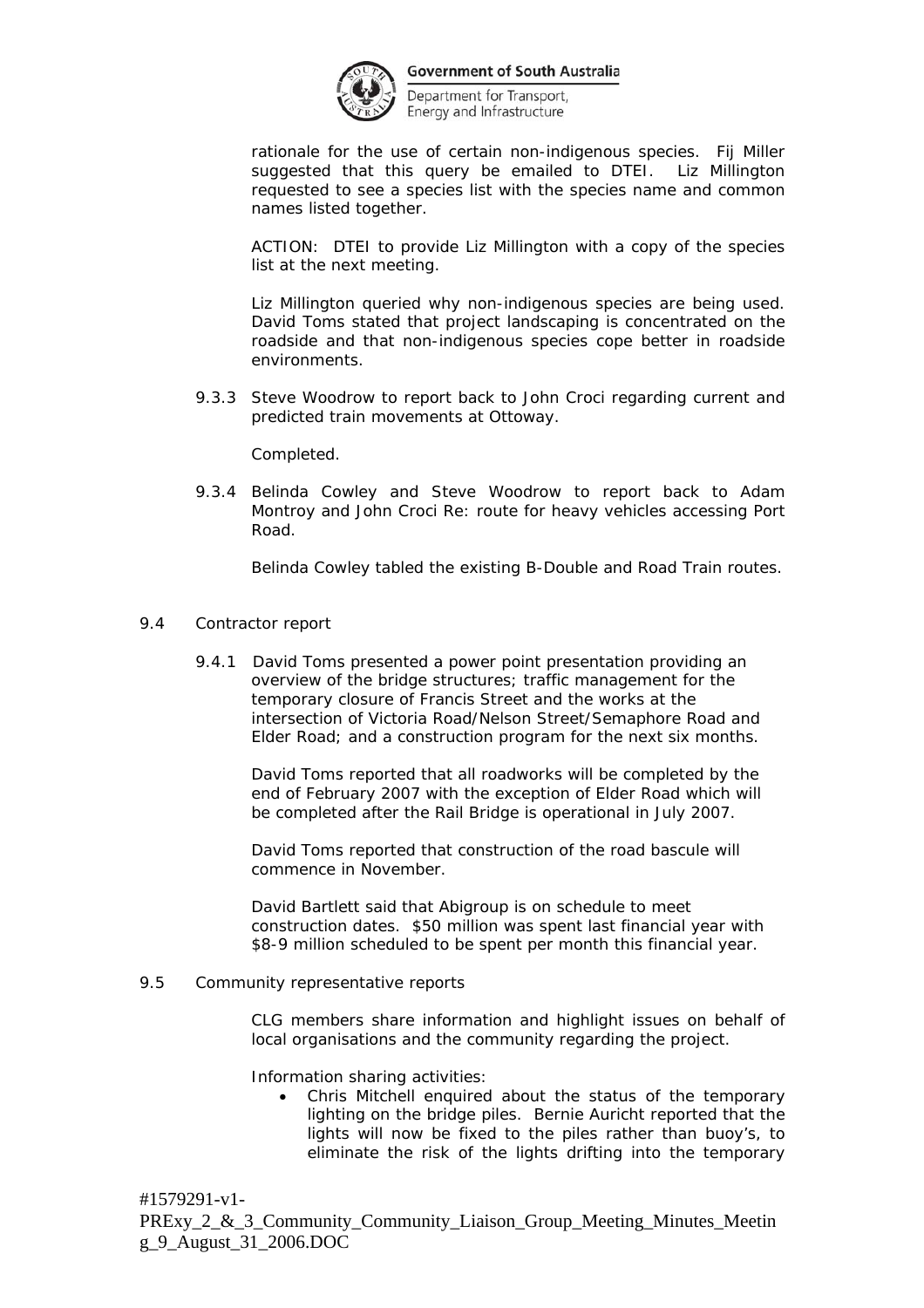rationale for the use of certain non-indigenous species. Fij Miller suggested that this query be emailed to DTEI. Liz Millington requested to see a species list with the species name and common names listed together.

ACTION: DTEI to provide Liz Millington with a copy of the species list at the next meeting.

Liz Millington queried why non-indigenous species are being used. David Toms stated that project landscaping is concentrated on the roadside and that non-indigenous species cope better in roadside environments.

9.3.3 Steve Woodrow to report back to John Croci regarding current and predicted train movements at Ottoway.

Completed.

9.3.4 Belinda Cowley and Steve Woodrow to report back to Adam Montroy and John Croci Re: route for heavy vehicles accessing Port Road.

Belinda Cowley tabled the existing B-Double and Road Train routes.

9.4 Contractor report

9.4.1 David Toms presented a power point presentation providing an overview of the bridge structures; traffic management for the temporary closure of Francis Street and the works at the intersection of Victoria Road/Nelson Street/Semaphore Road and Elder Road; and a construction program for the next six months.

David Toms reported that all roadworks will be completed by the end of February 2007 with the exception of Elder Road which will be completed after the Rail Bridge is operational in July 2007.

David Toms reported that construction of the road bascule will commence in November.

David Bartlett said that Abigroup is on schedule to meet construction dates. $50 million was spent last financial year with $8-9 million scheduled to be spent per month this financial year.

9.5 Community representative reports

CLG members share information and highlight issues on behalf of local organisations and the community regarding the project.

Information sharing activities:

- Chris Mitchell enquired about the status of the temporary lighting on the bridge piles. Bernie Auricht reported that the lights will now be fixed to the piles rather than buoy's, to eliminate the risk of the lights drifting into the temporary

#1579291-v1-PRExy_2_&_3_Community_Community_Liaison_Group_Meeting_Minutes_Meeting_9_August_31_2006.DOC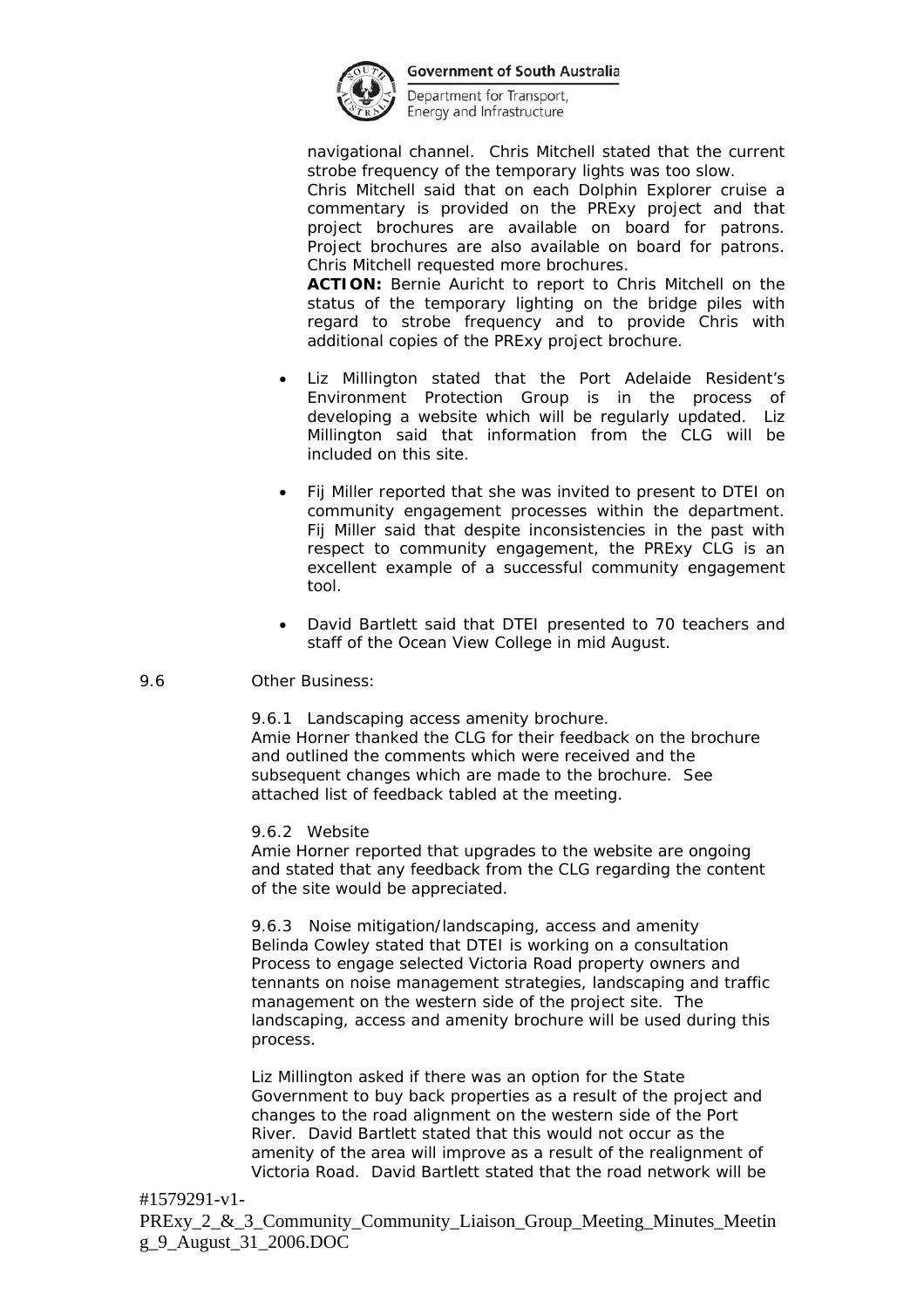navigational channel. Chris Mitchell stated that the current strobe frequency of the temporary lights was too slow.
Chris Mitchell said that on each Dolphin Explorer cruise a commentary is provided on the PRExy project and that project brochures are available on board for patrons. Project brochures are also available on board for patrons. Chris Mitchell requested more brochures.
**ACTION:** Bernie Auricht to report to Chris Mitchell on the status of the temporary lighting on the bridge piles with regard to strobe frequency and to provide Chris with additional copies of the PRExy project brochure.

- Liz Millington stated that the Port Adelaide Resident's Environment Protection Group is in the process of developing a website which will be regularly updated. Liz Millington said that information from the CLG will be included on this site.

- Fij Miller reported that she was invited to present to DTEI on community engagement processes within the department. Fij Miller said that despite inconsistencies in the past with respect to community engagement, the PRExy CLG is an excellent example of a successful community engagement tool.

- David Bartlett said that DTEI presented to 70 teachers and staff of the Ocean View College in mid August.

9.6 Other Business:

9.6.1 Landscaping access amenity brochure.
Amie Horner thanked the CLG for their feedback on the brochure and outlined the comments which were received and the subsequent changes which are made to the brochure. See attached list of feedback tabled at the meeting.

9.6.2 Website
Amie Horner reported that upgrades to the website are ongoing and stated that any feedback from the CLG regarding the content of the site would be appreciated.

9.6.3 Noise mitigation/landscaping, access and amenity
Belinda Cowley stated that DTEI is working on a consultation Process to engage selected Victoria Road property owners and tennants on noise management strategies, landscaping and traffic management on the western side of the project site. The landscaping, access and amenity brochure will be used during this process.

Liz Millington asked if there was an option for the State Government to buy back properties as a result of the project and changes to the road alignment on the western side of the Port River. David Bartlett stated that this would not occur as the amenity of the area will improve as a result of the realignment of Victoria Road. David Bartlett stated that the road network will be

#1579291-v1-PRExy_2_&_3_Community_Community_Liaison_Group_Meeting_Minutes_Meeting_9_August_31_2006.DOC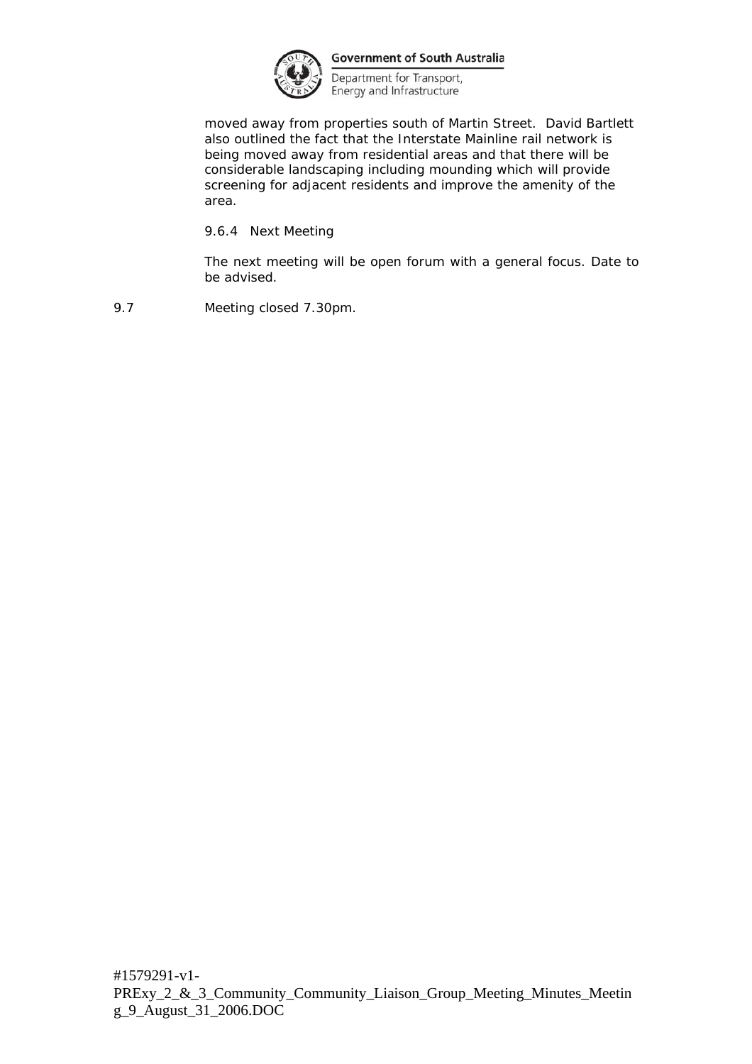moved away from properties south of Martin Street. David Bartlett also outlined the fact that the Interstate Mainline rail network is being moved away from residential areas and that there will be considerable landscaping including mounding which will provide screening for adjacent residents and improve the amenity of the area.

9.6.4 Next Meeting

The next meeting will be open forum with a general focus. Date to be advised.

9.7 Meeting closed 7.30pm.